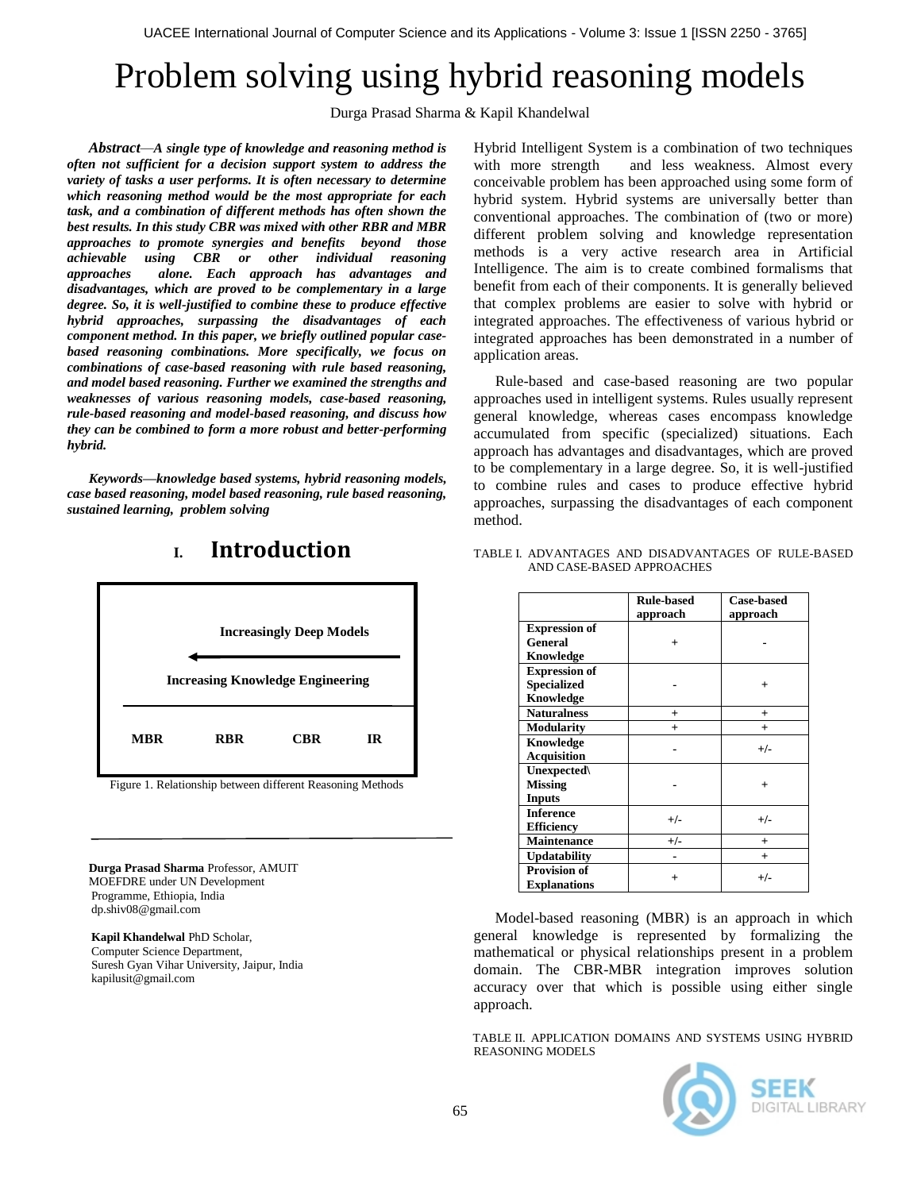# Problem solving using hybrid reasoning models

Durga Prasad Sharma & Kapil Khandelwal

***Abstract**—A single type of knowledge and reasoning method is often not sufficient for a decision support system to address the variety of tasks a user performs. It is often necessary to determine which reasoning method would be the most appropriate for each task, and a combination of different methods has often shown the best results. In this study CBR was mixed with other RBR and MBR approaches to promote synergies and benefits beyond those achievable using CBR or other individual reasoning approaches alone. Each approach has advantages and disadvantages, which are proved to be complementary in a large degree. So, it is well-justified to combine these to produce effective hybrid approaches, surpassing the disadvantages of each component method. In this paper, we briefly outlined popular case-based reasoning combinations. More specifically, we focus on combinations of case-based reasoning with rule based reasoning, and model based reasoning. Further we examined the strengths and weaknesses of various reasoning models, case-based reasoning, rule-based reasoning and model-based reasoning, and discuss how they can be combined to form a more robust and better-performing hybrid.*

***Keywords**—knowledge based systems, hybrid reasoning models, case based reasoning, model based reasoning, rule based reasoning, sustained learning, problem solving*

## I. Introduction

| Increasingly Deep Models | | | |
|---|---|---|---|
| ← Increasing Knowledge Engineering | | | |
| MBR | RBR | CBR | IR |

Figure 1. Relationship between different Reasoning Methods

**Durga Prasad Sharma** Professor, AMUIT MOEFDRE under UN Development Programme, Ethiopia, India
dp.shiv08@gmail.com

**Kapil Khandelwal** PhD Scholar, Computer Science Department, Suresh Gyan Vihar University, Jaipur, India
kapilusit@gmail.com

Hybrid Intelligent System is a combination of two techniques with more strength and less weakness. Almost every conceivable problem has been approached using some form of hybrid system. Hybrid systems are universally better than conventional approaches. The combination of (two or more) different problem solving and knowledge representation methods is a very active research area in Artificial Intelligence. The aim is to create combined formalisms that benefit from each of their components. It is generally believed that complex problems are easier to solve with hybrid or integrated approaches. The effectiveness of various hybrid or integrated approaches has been demonstrated in a number of application areas.

Rule-based and case-based reasoning are two popular approaches used in intelligent systems. Rules usually represent general knowledge, whereas cases encompass knowledge accumulated from specific (specialized) situations. Each approach has advantages and disadvantages, which are proved to be complementary in a large degree. So, it is well-justified to combine rules and cases to produce effective hybrid approaches, surpassing the disadvantages of each component method.

TABLE I. ADVANTAGES AND DISADVANTAGES OF RULE-BASED AND CASE-BASED APPROACHES

| | Rule-based approach | Case-based approach |
|---|---|---|
| **Expression of General Knowledge** | + | - |
| **Expression of Specialized Knowledge** | - | + |
| **Naturalness** | + | + |
| **Modularity** | + | + |
| **Knowledge Acquisition** | - | +/- |
| **Unexpected\ Missing Inputs** | - | + |
| **Inference Efficiency** | +/- | +/- |
| **Maintenance** | +/- | + |
| **Updatability** | - | + |
| **Provision of Explanations** | + | +/- |

Model-based reasoning (MBR) is an approach in which general knowledge is represented by formalizing the mathematical or physical relationships present in a problem domain. The CBR-MBR integration improves solution accuracy over that which is possible using either single approach.

TABLE II. APPLICATION DOMAINS AND SYSTEMS USING HYBRID REASONING MODELS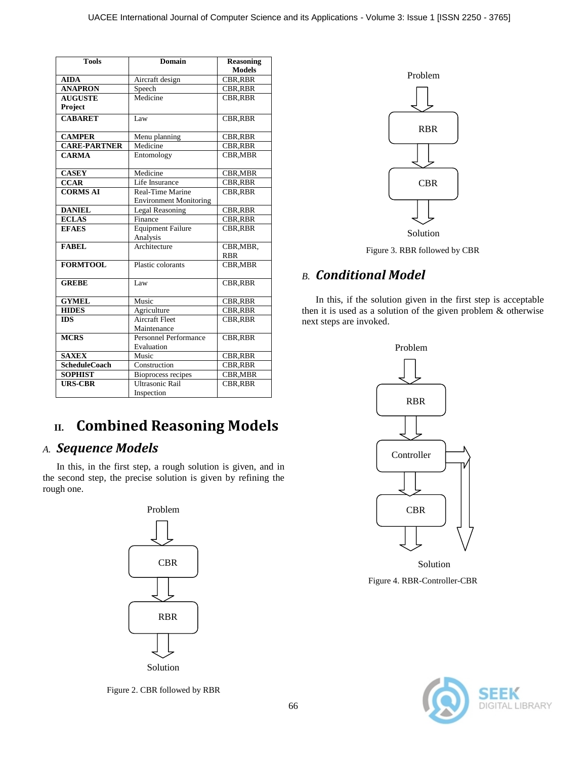| Tools | Domain | Reasoning Models |
| --- | --- | --- |
| **AIDA** | Aircraft design | CBR,RBR |
| **ANAPRON** | Speech | CBR,RBR |
| **AUGUSTE Project** | Medicine | CBR,RBR |
| **CABARET** | Law | CBR,RBR |
| **CAMPER** | Menu planning | CBR,RBR |
| **CARE-PARTNER** | Medicine | CBR,RBR |
| **CARMA** | Entomology | CBR,MBR |
| **CASEY** | Medicine | CBR,MBR |
| **CCAR** | Life Insurance | CBR,RBR |
| **CORMS AI** | Real-Time Marine Environment Monitoring | CBR,RBR |
| **DANIEL** | Legal Reasoning | CBR,RBR |
| **ECLAS** | Finance | CBR,RBR |
| **EFAES** | Equipment Failure Analysis | CBR,RBR |
| **FABEL** | Architecture | CBR,MBR, RBR |
| **FORMTOOL** | Plastic colorants | CBR,MBR |
| **GREBE** | Law | CBR,RBR |
| **GYMEL** | Music | CBR,RBR |
| **HIDES** | Agriculture | CBR,RBR |
| **IDS** | Aircraft Fleet Maintenance | CBR,RBR |
| **MCRS** | Personnel Performance Evaluation | CBR,RBR |
| **SAXEX** | Music | CBR,RBR |
| **ScheduleCoach** | Construction | CBR,RBR |
| **SOPHIST** | Bioprocess recipes | CBR,MBR |
| **URS-CBR** | Ultrasonic Rail Inspection | CBR,RBR |

## II. Combined Reasoning Models

### *A. Sequence Models*

In this, in the first step, a rough solution is given, and in the second step, the precise solution is given by refining the rough one.

Problem → CBR → RBR → Solution

Figure 2. CBR followed by RBR

Problem → RBR → CBR → Solution

Figure 3. RBR followed by CBR

### *B. Conditional Model*

In this, if the solution given in the first step is acceptable then it is used as a solution of the given problem & otherwise next steps are invoked.

Problem → RBR → Controller → CBR → Solution (Controller → Solution)

Figure 4. RBR-Controller-CBR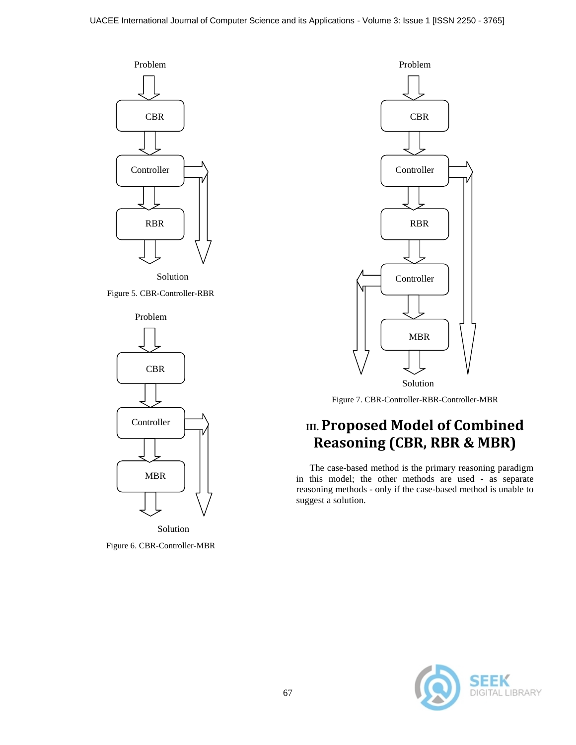Problem

CBR

Controller

RBR

Solution

Figure 5. CBR-Controller-RBR

Problem

CBR

Controller

MBR

Solution

Figure 6. CBR-Controller-MBR

Problem

CBR

Controller

RBR

Controller

MBR

Solution

Figure 7. CBR-Controller-RBR-Controller-MBR

## III. Proposed Model of Combined Reasoning (CBR, RBR & MBR)

The case-based method is the primary reasoning paradigm in this model; the other methods are used - as separate reasoning methods - only if the case-based method is unable to suggest a solution.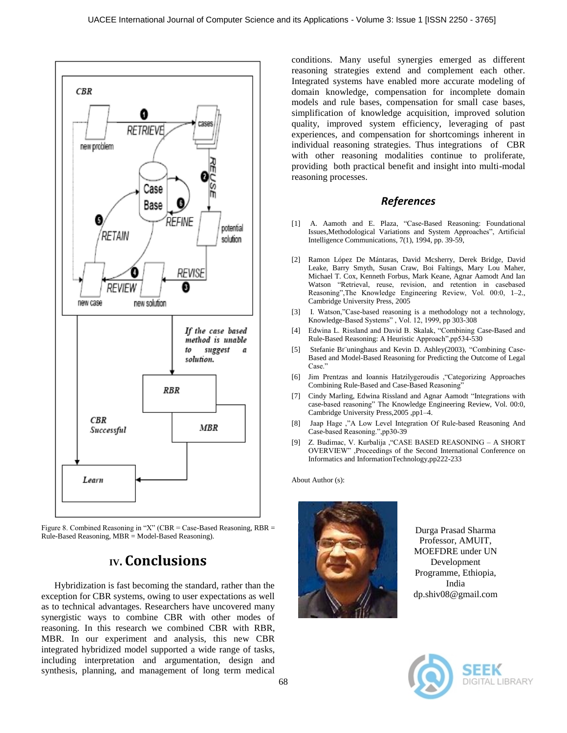Figure 8. Combined Reasoning in "X" (CBR = Case-Based Reasoning, RBR = Rule-Based Reasoning, MBR = Model-Based Reasoning).

## IV. Conclusions

Hybridization is fast becoming the standard, rather than the exception for CBR systems, owing to user expectations as well as to technical advantages. Researchers have uncovered many synergistic ways to combine CBR with other modes of reasoning. In this research we combined CBR with RBR, MBR. In our experiment and analysis, this new CBR integrated hybridized model supported a wide range of tasks, including interpretation and argumentation, design and synthesis, planning, and management of long term medical conditions. Many useful synergies emerged as different reasoning strategies extend and complement each other. Integrated systems have enabled more accurate modeling of domain knowledge, compensation for incomplete domain models and rule bases, compensation for small case bases, simplification of knowledge acquisition, improved solution quality, improved system efficiency, leveraging of past experiences, and compensation for shortcomings inherent in individual reasoning strategies. Thus integrations of CBR with other reasoning modalities continue to proliferate, providing both practical benefit and insight into multi-modal reasoning processes.

## *References*

[1] A. Aamoth and E. Plaza, "Case-Based Reasoning: Foundational Issues,Methodological Variations and System Approaches", Artificial Intelligence Communications, 7(1), 1994, pp. 39-59,

[2] Ramon López De Mántaras, David Mcsherry, Derek Bridge, David Leake, Barry Smyth, Susan Craw, Boi Faltings, Mary Lou Maher, Michael T. Cox, Kenneth Forbus, Mark Keane, Agnar Aamodt And Ian Watson "Retrieval, reuse, revision, and retention in casebased Reasoning",The Knowledge Engineering Review, Vol. 00:0, 1–2., Cambridge University Press, 2005

[3] I. Watson,"Case-based reasoning is a methodology not a technology, Knowledge-Based Systems" , Vol. 12, 1999, pp 303-308

[4] Edwina L. Rissland and David B. Skalak, "Combining Case-Based and Rule-Based Reasoning: A Heuristic Approach",pp534-530

[5] Stefanie Br¨uninghaus and Kevin D. Ashley(2003), "Combining Case-Based and Model-Based Reasoning for Predicting the Outcome of Legal Case."

[6] Jim Prentzas and Ioannis Hatzilygeroudis ,"Categorizing Approaches Combining Rule-Based and Case-Based Reasoning"

[7] Cindy Marling, Edwina Rissland and Agnar Aamodt "Integrations with case-based reasoning" The Knowledge Engineering Review, Vol. 00:0, Cambridge University Press,2005 ,pp1–4.

[8] Jaap Hage ,"A Low Level Integration Of Rule-based Reasoning And Case-based Reasoning.",pp30-39

[9] Z. Budimac, V. Kurbalija ,"CASE BASED REASONING – A SHORT OVERVIEW" ,Proceedings of the Second International Conference on Informatics and InformationTechnology,pp222-233

About Author (s):

Durga Prasad Sharma
Professor, AMUIT, MOEFDRE under UN Development Programme, Ethiopia, India
dp.shiv08@gmail.com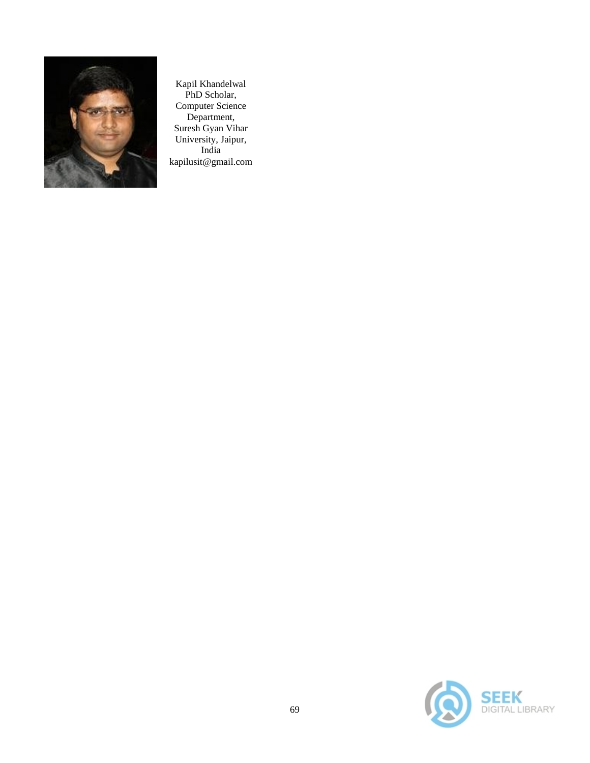Kapil Khandelwal
PhD Scholar,
Computer Science
Department,
Suresh Gyan Vihar
University, Jaipur,
India
kapilusit@gmail.com